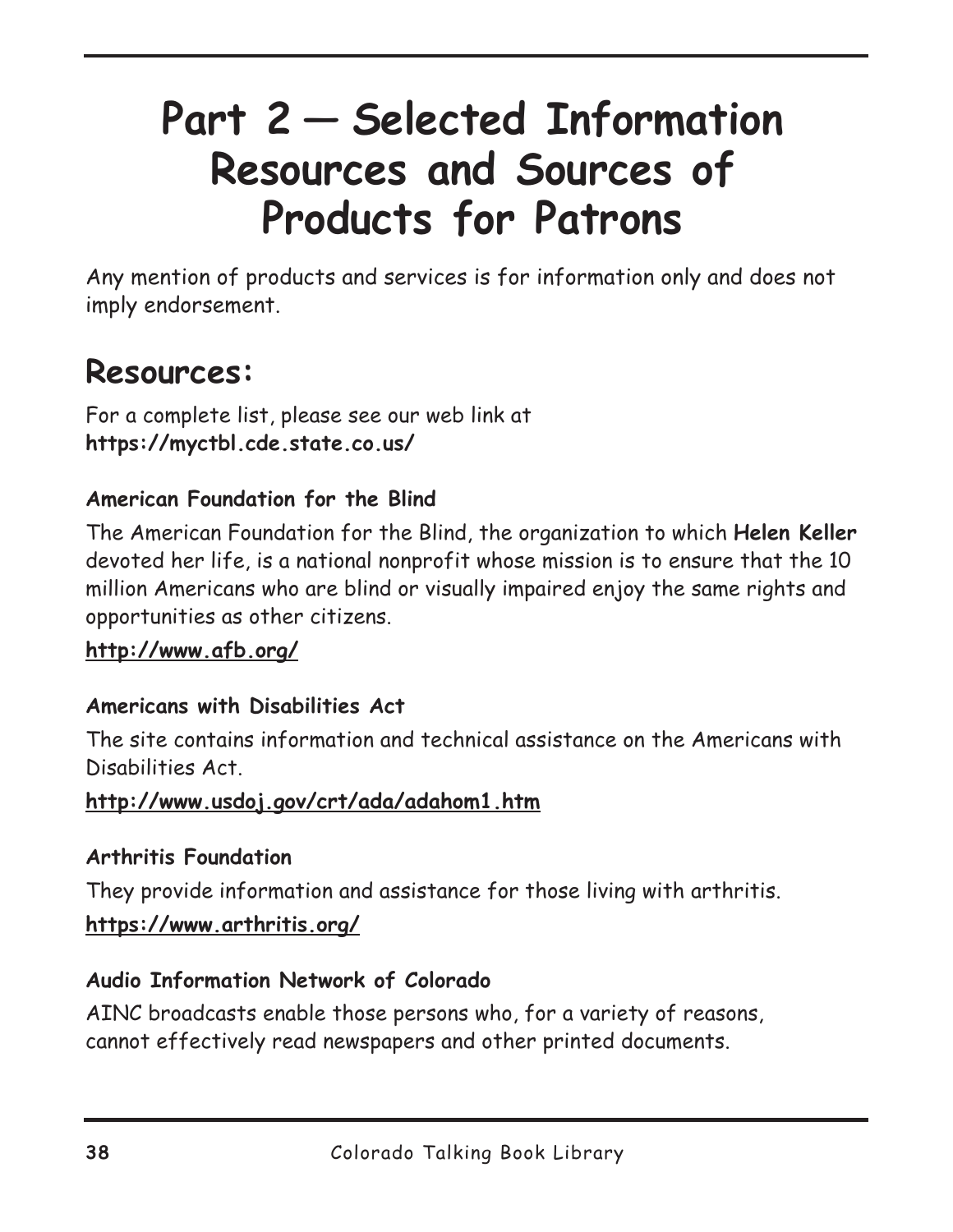# Part 2 — Selected Information Resources and Sources of Products for Patrons

Any mention of products and services is for information only and does not imply endorsement.

## Resources:

For a complete list, please see our web link at **https://myctbl.cde.state.co.us/**

### American Foundation for the Blind

The American Foundation for the Blind, the organization to which **Helen Keller** devoted her life, is a national nonprofit whose mission is to ensure that the 10 million Americans who are blind or visually impaired enjoy the same rights and opportunities as other citizens.

**http://www.afb.org/**

### Americans with Disabilities Act

The site contains information and technical assistance on the Americans with Disabilities Act.

**http://www.usdoj.gov/crt/ada/adahom1.htm**

### Arthritis Foundation

They provide information and assistance for those living with arthritis.

**https://www.arthritis.org/**

### Audio Information Network of Colorado

AINC broadcasts enable those persons who, for a variety of reasons, cannot effectively read newspapers and other printed documents.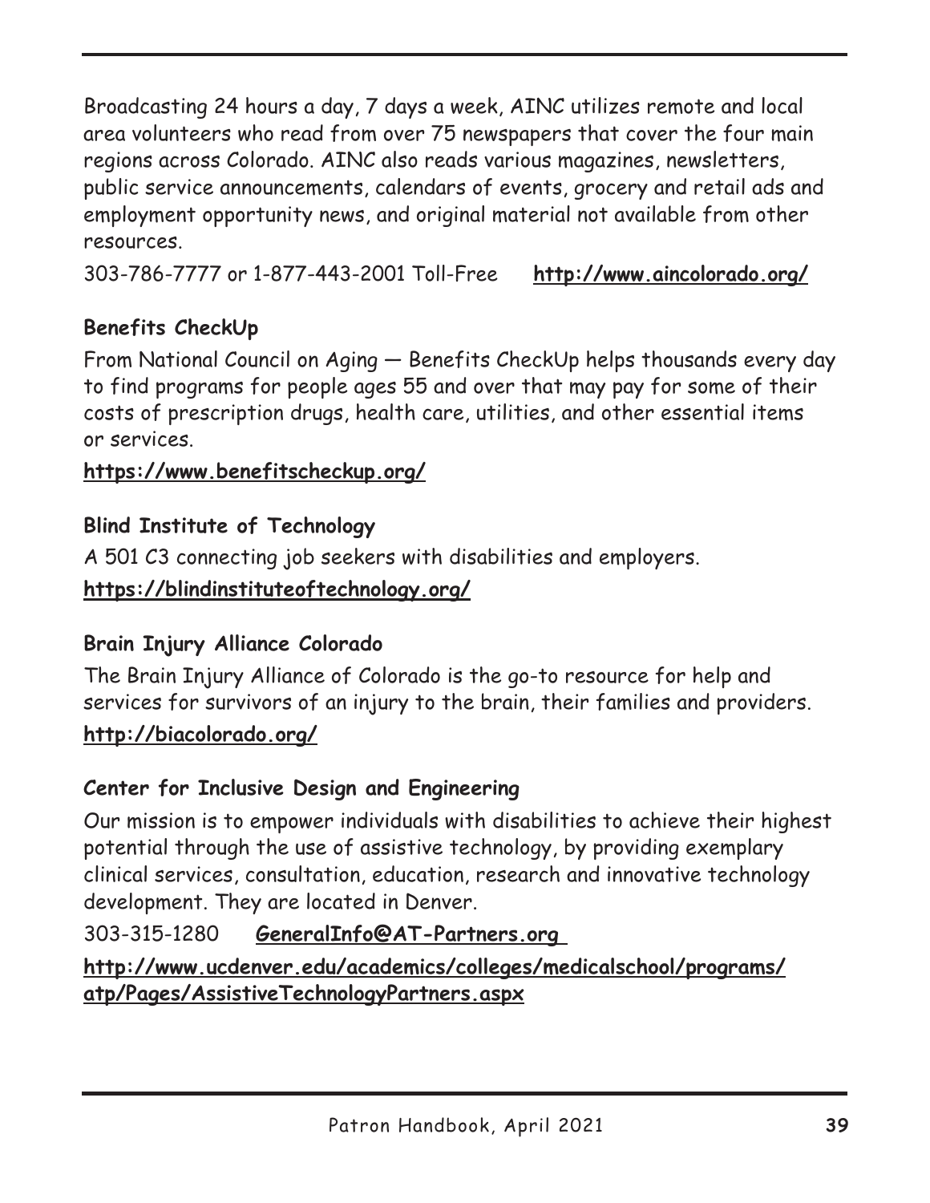Broadcasting 24 hours a day, 7 days a week, AINC utilizes remote and local area volunteers who read from over 75 newspapers that cover the four main regions across Colorado. AINC also reads various magazines, newsletters, public service announcements, calendars of events, grocery and retail ads and employment opportunity news, and original material not available from other resources.

303-786-7777 or 1-877-443-2001 Toll-Free **http://www.aincolorado.org/**

### Benefits CheckUp

From National Council on Aging — Benefits CheckUp helps thousands every day to find programs for people ages 55 and over that may pay for some of their costs of prescription drugs, health care, utilities, and other essential items or services.

**https://www.benefitscheckup.org/**

### Blind Institute of Technology

A 501 C3 connecting job seekers with disabilities and employers.

**https://blindinstituteoftechnology.org/**

### Brain Injury Alliance Colorado

The Brain Injury Alliance of Colorado is the go-to resource for help and services for survivors of an injury to the brain, their families and providers.

**http://biacolorado.org/**

### Center for Inclusive Design and Engineering

Our mission is to empower individuals with disabilities to achieve their highest potential through the use of assistive technology, by providing exemplary clinical services, consultation, education, research and innovative technology development. They are located in Denver.

303-315-1280 **GeneralInfo@AT-Partners.org**

**http://www.ucdenver.edu/academics/colleges/medicalschool/programs/atp/Pages/AssistiveTechnologyPartners.aspx**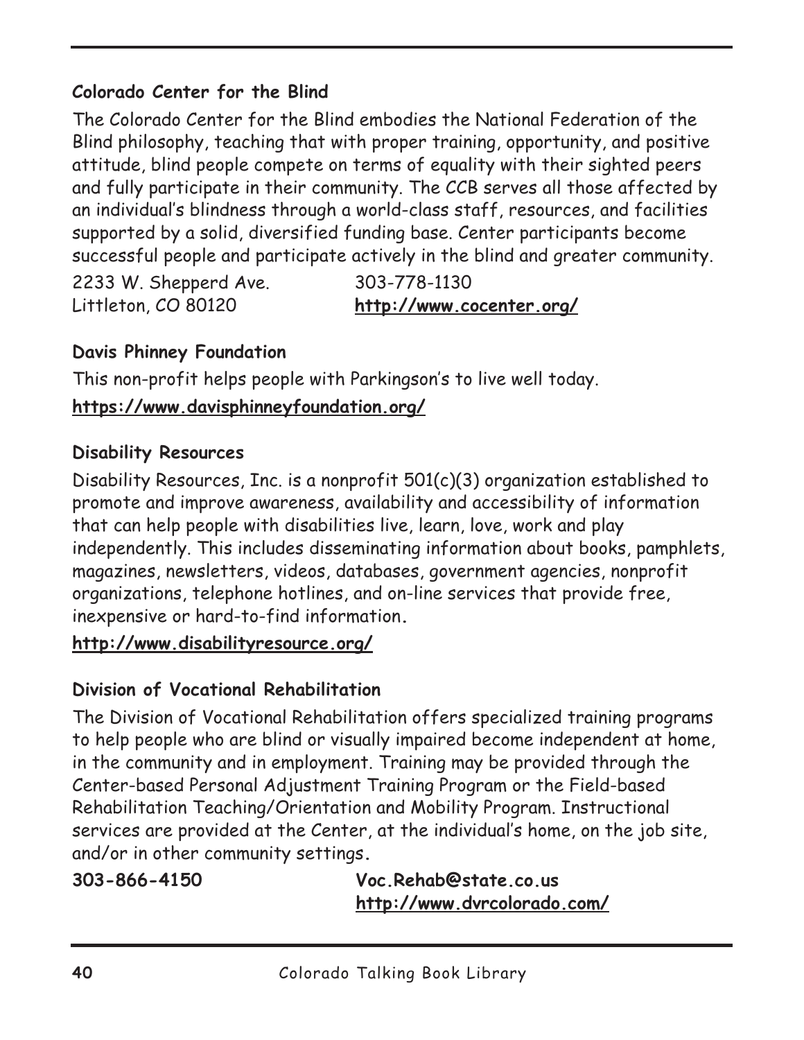### Colorado Center for the Blind

The Colorado Center for the Blind embodies the National Federation of the Blind philosophy, teaching that with proper training, opportunity, and positive attitude, blind people compete on terms of equality with their sighted peers and fully participate in their community. The CCB serves all those affected by an individual's blindness through a world-class staff, resources, and facilities supported by a solid, diversified funding base. Center participants become successful people and participate actively in the blind and greater community.

2233 W. Shepperd Ave.
Littleton, CO 80120

303-778-1130
**http://www.cocenter.org/**

### Davis Phinney Foundation

This non-profit helps people with Parkingson's to live well today.

**https://www.davisphinneyfoundation.org/**

### Disability Resources

Disability Resources, Inc. is a nonprofit 501(c)(3) organization established to promote and improve awareness, availability and accessibility of information that can help people with disabilities live, learn, love, work and play independently. This includes disseminating information about books, pamphlets, magazines, newsletters, videos, databases, government agencies, nonprofit organizations, telephone hotlines, and on-line services that provide free, inexpensive or hard-to-find information.

**http://www.disabilityresource.org/**

### Division of Vocational Rehabilitation

The Division of Vocational Rehabilitation offers specialized training programs to help people who are blind or visually impaired become independent at home, in the community and in employment. Training may be provided through the Center-based Personal Adjustment Training Program or the Field-based Rehabilitation Teaching/Orientation and Mobility Program. Instructional services are provided at the Center, at the individual's home, on the job site, and/or in other community settings.

**303-866-4150**

**Voc.Rehab@state.co.us**
**http://www.dvrcolorado.com/**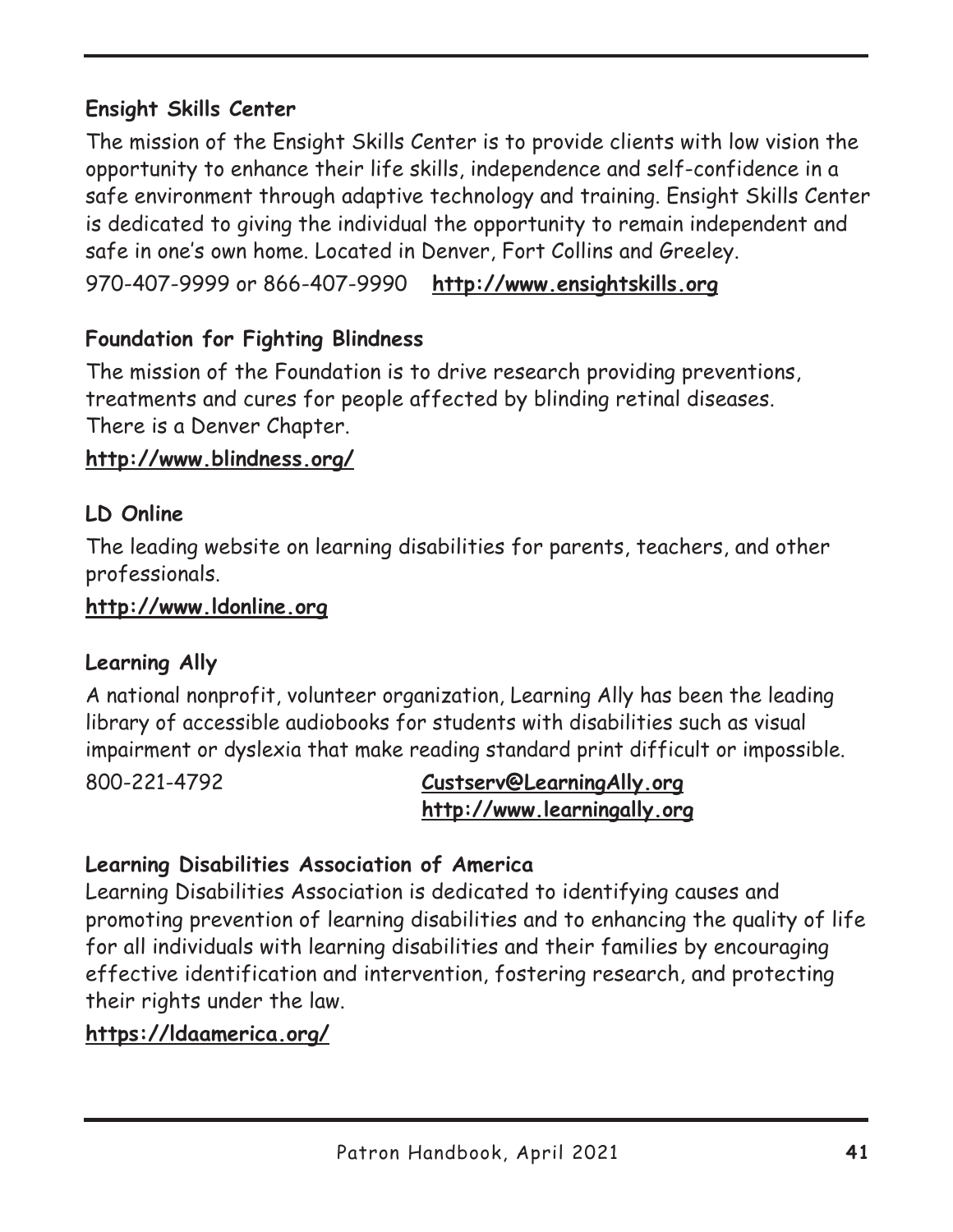**Ensight Skills Center**

The mission of the Ensight Skills Center is to provide clients with low vision the opportunity to enhance their life skills, independence and self-confidence in a safe environment through adaptive technology and training. Ensight Skills Center is dedicated to giving the individual the opportunity to remain independent and safe in one's own home. Located in Denver, Fort Collins and Greeley.

970-407-9999 or 866-407-9990 **http://www.ensightskills.org**

**Foundation for Fighting Blindness**

The mission of the Foundation is to drive research providing preventions, treatments and cures for people affected by blinding retinal diseases. There is a Denver Chapter.

**http://www.blindness.org/**

**LD Online**

The leading website on learning disabilities for parents, teachers, and other professionals.

**http://www.ldonline.org**

**Learning Ally**

A national nonprofit, volunteer organization, Learning Ally has been the leading library of accessible audiobooks for students with disabilities such as visual impairment or dyslexia that make reading standard print difficult or impossible.

800-221-4792 **Custserv@LearningAlly.org**
**http://www.learningally.org**

**Learning Disabilities Association of America**

Learning Disabilities Association is dedicated to identifying causes and promoting prevention of learning disabilities and to enhancing the quality of life for all individuals with learning disabilities and their families by encouraging effective identification and intervention, fostering research, and protecting their rights under the law.

**https://ldaamerica.org/**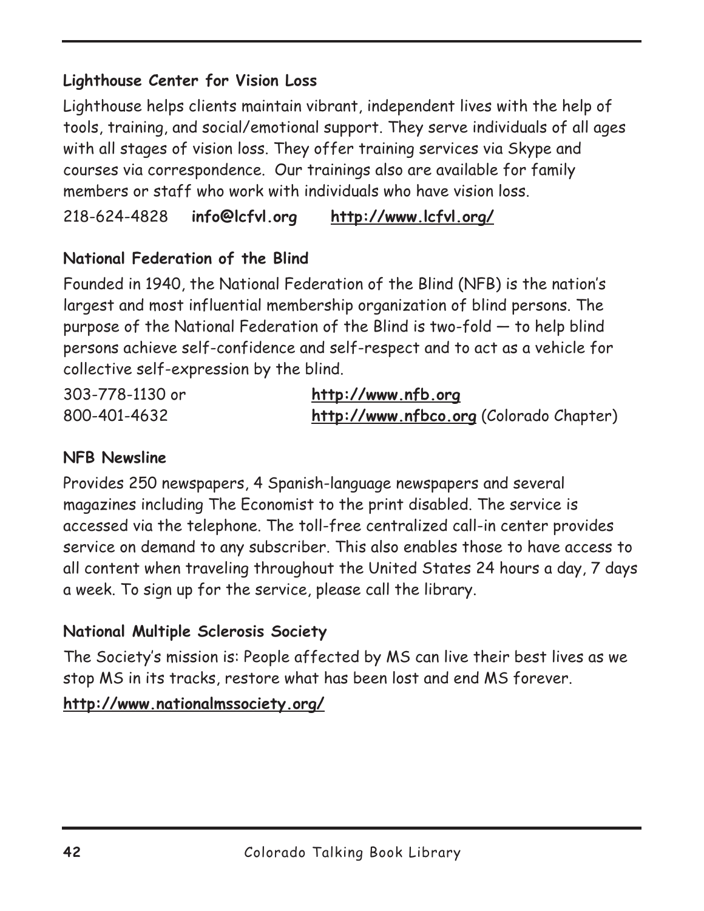### Lighthouse Center for Vision Loss

Lighthouse helps clients maintain vibrant, independent lives with the help of tools, training, and social/emotional support. They serve individuals of all ages with all stages of vision loss. They offer training services via Skype and courses via correspondence. Our trainings also are available for family members or staff who work with individuals who have vision loss.

218-624-4828 **info@lcfvl.org** **http://www.lcfvl.org/**

### National Federation of the Blind

Founded in 1940, the National Federation of the Blind (NFB) is the nation's largest and most influential membership organization of blind persons. The purpose of the National Federation of the Blind is two-fold — to help blind persons achieve self-confidence and self-respect and to act as a vehicle for collective self-expression by the blind.

303-778-1130 or 800-401-4632

**http://www.nfb.org**
**http://www.nfbco.org** (Colorado Chapter)

### NFB Newsline

Provides 250 newspapers, 4 Spanish-language newspapers and several magazines including The Economist to the print disabled. The service is accessed via the telephone. The toll-free centralized call-in center provides service on demand to any subscriber. This also enables those to have access to all content when traveling throughout the United States 24 hours a day, 7 days a week. To sign up for the service, please call the library.

### National Multiple Sclerosis Society

The Society's mission is: People affected by MS can live their best lives as we stop MS in its tracks, restore what has been lost and end MS forever.

**http://www.nationalmssociety.org/**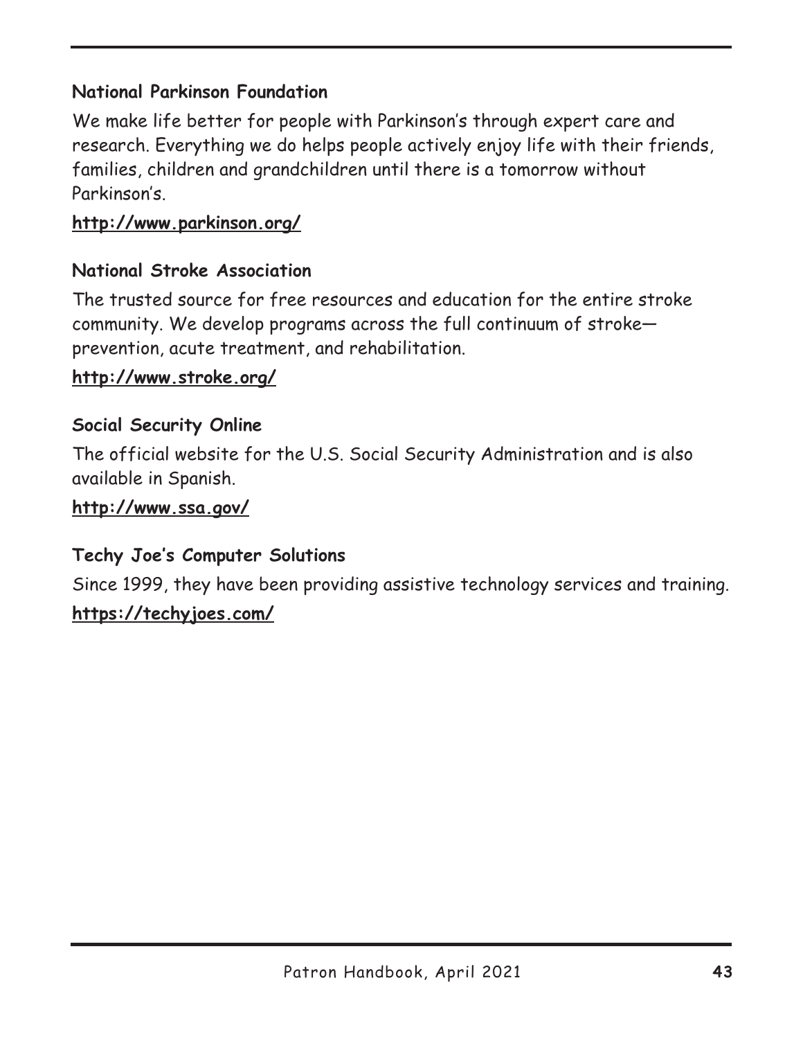**National Parkinson Foundation**

We make life better for people with Parkinson's through expert care and research. Everything we do helps people actively enjoy life with their friends, families, children and grandchildren until there is a tomorrow without Parkinson's.

**http://www.parkinson.org/**

**National Stroke Association**

The trusted source for free resources and education for the entire stroke community. We develop programs across the full continuum of stroke—prevention, acute treatment, and rehabilitation.

**http://www.stroke.org/**

**Social Security Online**

The official website for the U.S. Social Security Administration and is also available in Spanish.

**http://www.ssa.gov/**

**Techy Joe's Computer Solutions**

Since 1999, they have been providing assistive technology services and training.

**https://techyjoes.com/**